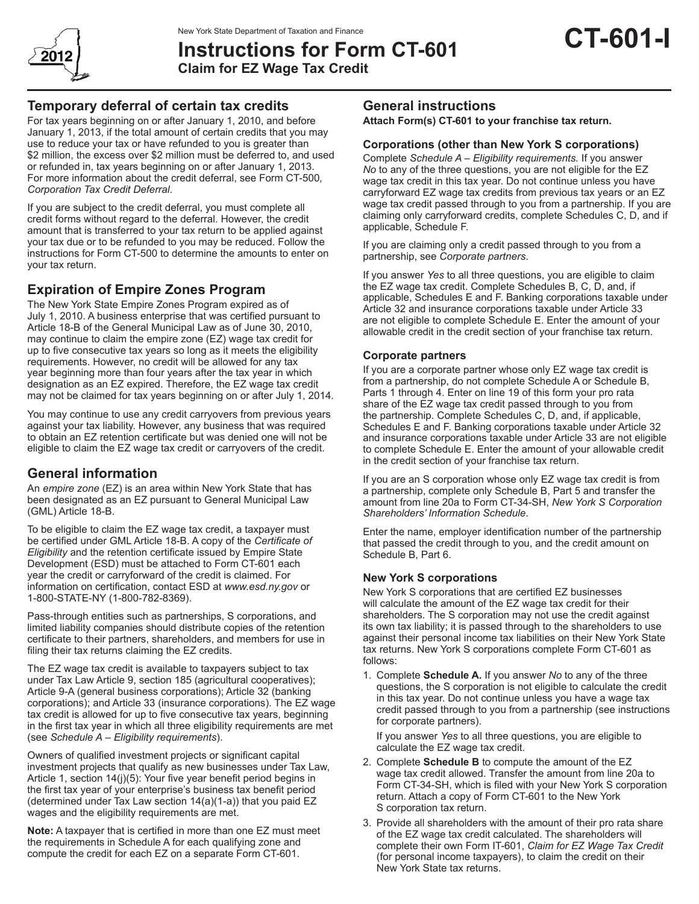New York State Department of Taxation and Finance

# Instructions for Form CT-601 Claim for EZ Wage Tax Credit

**CT-601-I**

2012

## Temporary deferral of certain tax credits

For tax years beginning on or after January 1, 2010, and before January 1, 2013, if the total amount of certain credits that you may use to reduce your tax or have refunded to you is greater than $2 million, the excess over $2 million must be deferred to, and used or refunded in, tax years beginning on or after January 1, 2013. For more information about the credit deferral, see Form CT-500*, Corporation Tax Credit Deferral*.

If you are subject to the credit deferral, you must complete all credit forms without regard to the deferral. However, the credit amount that is transferred to your tax return to be applied against your tax due or to be refunded to you may be reduced. Follow the instructions for Form CT-500 to determine the amounts to enter on your tax return.

## Expiration of Empire Zones Program

The New York State Empire Zones Program expired as of July 1, 2010. A business enterprise that was certified pursuant to Article 18-B of the General Municipal Law as of June 30, 2010, may continue to claim the empire zone (EZ) wage tax credit for up to five consecutive tax years so long as it meets the eligibility requirements. However, no credit will be allowed for any tax year beginning more than four years after the tax year in which designation as an EZ expired. Therefore, the EZ wage tax credit may not be claimed for tax years beginning on or after July 1, 2014.

You may continue to use any credit carryovers from previous years against your tax liability. However, any business that was required to obtain an EZ retention certificate but was denied one will not be eligible to claim the EZ wage tax credit or carryovers of the credit.

## General information

An *empire zone* (EZ) is an area within New York State that has been designated as an EZ pursuant to General Municipal Law (GML) Article 18-B.

To be eligible to claim the EZ wage tax credit, a taxpayer must be certified under GML Article 18-B. A copy of the *Certificate of Eligibility* and the retention certificate issued by Empire State Development (ESD) must be attached to Form CT-601 each year the credit or carryforward of the credit is claimed. For information on certification, contact ESD at *www.esd.ny.gov* or 1-800-STATE-NY (1-800-782-8369).

Pass-through entities such as partnerships, S corporations, and limited liability companies should distribute copies of the retention certificate to their partners, shareholders, and members for use in filing their tax returns claiming the EZ credits.

The EZ wage tax credit is available to taxpayers subject to tax under Tax Law Article 9, section 185 (agricultural cooperatives); Article 9-A (general business corporations); Article 32 (banking corporations); and Article 33 (insurance corporations). The EZ wage tax credit is allowed for up to five consecutive tax years, beginning in the first tax year in which all three eligibility requirements are met (see *Schedule A – Eligibility requirements*).

Owners of qualified investment projects or significant capital investment projects that qualify as new businesses under Tax Law, Article 1, section 14(j)(5): Your five year benefit period begins in the first tax year of your enterprise's business tax benefit period (determined under Tax Law section 14(a)(1-a)) that you paid EZ wages and the eligibility requirements are met.

**Note:** A taxpayer that is certified in more than one EZ must meet the requirements in Schedule A for each qualifying zone and compute the credit for each EZ on a separate Form CT-601.

## General instructions

**Attach Form(s) CT-601 to your franchise tax return.**

### Corporations (other than New York S corporations)

Complete *Schedule A – Eligibility requirements.* If you answer *No* to any of the three questions, you are not eligible for the EZ wage tax credit in this tax year. Do not continue unless you have carryforward EZ wage tax credits from previous tax years or an EZ wage tax credit passed through to you from a partnership. If you are claiming only carryforward credits, complete Schedules C, D, and if applicable, Schedule F.

If you are claiming only a credit passed through to you from a partnership, see *Corporate partners*.

If you answer *Yes* to all three questions, you are eligible to claim the EZ wage tax credit. Complete Schedules B, C, D, and, if applicable, Schedules E and F. Banking corporations taxable under Article 32 and insurance corporations taxable under Article 33 are not eligible to complete Schedule E. Enter the amount of your allowable credit in the credit section of your franchise tax return.

### Corporate partners

If you are a corporate partner whose only EZ wage tax credit is from a partnership, do not complete Schedule A or Schedule B, Parts 1 through 4. Enter on line 19 of this form your pro rata share of the EZ wage tax credit passed through to you from the partnership. Complete Schedules C, D, and, if applicable, Schedules E and F. Banking corporations taxable under Article 32 and insurance corporations taxable under Article 33 are not eligible to complete Schedule E. Enter the amount of your allowable credit in the credit section of your franchise tax return.

If you are an S corporation whose only EZ wage tax credit is from a partnership, complete only Schedule B, Part 5 and transfer the amount from line 20a to Form CT-34-SH, *New York S Corporation Shareholders' Information Schedule*.

Enter the name, employer identification number of the partnership that passed the credit through to you, and the credit amount on Schedule B, Part 6.

### New York S corporations

New York S corporations that are certified EZ businesses will calculate the amount of the EZ wage tax credit for their shareholders. The S corporation may not use the credit against its own tax liability; it is passed through to the shareholders to use against their personal income tax liabilities on their New York State tax returns. New York S corporations complete Form CT-601 as follows:

1. Complete **Schedule A.** If you answer *No* to any of the three questions, the S corporation is not eligible to calculate the credit in this tax year. Do not continue unless you have a wage tax credit passed through to you from a partnership (see instructions for corporate partners).

   If you answer *Yes* to all three questions, you are eligible to calculate the EZ wage tax credit.
2. Complete **Schedule B** to compute the amount of the EZ wage tax credit allowed. Transfer the amount from line 20a to Form CT-34-SH, which is filed with your New York S corporation return. Attach a copy of Form CT-601 to the New York S corporation tax return.
3. Provide all shareholders with the amount of their pro rata share of the EZ wage tax credit calculated. The shareholders will complete their own Form IT-601, *Claim for EZ Wage Tax Credit* (for personal income taxpayers), to claim the credit on their New York State tax returns.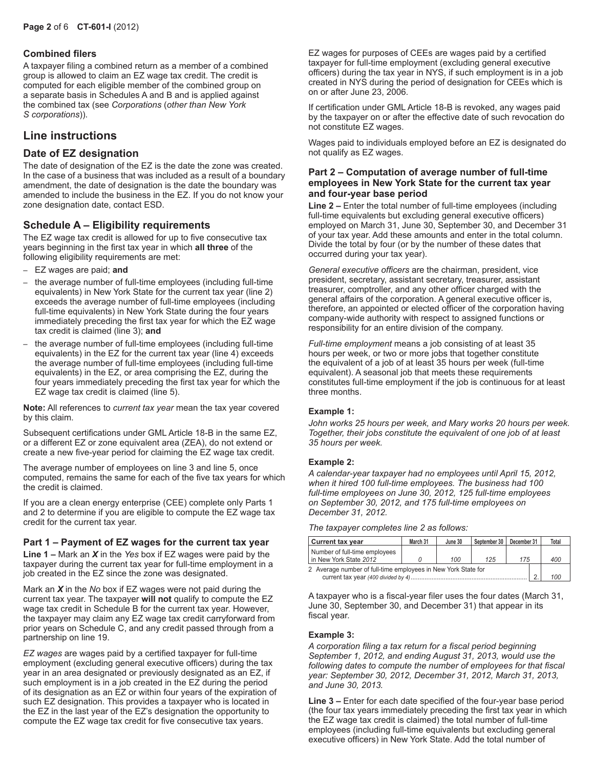### Combined filers

A taxpayer filing a combined return as a member of a combined group is allowed to claim an EZ wage tax credit. The credit is computed for each eligible member of the combined group on a separate basis in Schedules A and B and is applied against the combined tax (see *Corporations* (*other than New York S corporations*)).

## Line instructions

### Date of EZ designation

The date of designation of the EZ is the date the zone was created. In the case of a business that was included as a result of a boundary amendment, the date of designation is the date the boundary was amended to include the business in the EZ. If you do not know your zone designation date, contact ESD.

### Schedule A – Eligibility requirements

The EZ wage tax credit is allowed for up to five consecutive tax years beginning in the first tax year in which **all three** of the following eligibility requirements are met:

- EZ wages are paid; **and**
- the average number of full-time employees (including full-time equivalents) in New York State for the current tax year (line 2) exceeds the average number of full-time employees (including full-time equivalents) in New York State during the four years immediately preceding the first tax year for which the EZ wage tax credit is claimed (line 3); **and**
- the average number of full-time employees (including full-time equivalents) in the EZ for the current tax year (line 4) exceeds the average number of full-time employees (including full-time equivalents) in the EZ, or area comprising the EZ, during the four years immediately preceding the first tax year for which the EZ wage tax credit is claimed (line 5).

**Note:** All references to *current tax year* mean the tax year covered by this claim.

Subsequent certifications under GML Article 18-B in the same EZ, or a different EZ or zone equivalent area (ZEA), do not extend or create a new five-year period for claiming the EZ wage tax credit.

The average number of employees on line 3 and line 5, once computed, remains the same for each of the five tax years for which the credit is claimed.

If you are a clean energy enterprise (CEE) complete only Parts 1 and 2 to determine if you are eligible to compute the EZ wage tax credit for the current tax year.

#### Part 1 – Payment of EZ wages for the current tax year

**Line 1 –** Mark an ***X*** in the *Yes* box if EZ wages were paid by the taxpayer during the current tax year for full-time employment in a job created in the EZ since the zone was designated.

Mark an ***X*** in the *No* box if EZ wages were not paid during the current tax year. The taxpayer **will not** qualify to compute the EZ wage tax credit in Schedule B for the current tax year. However, the taxpayer may claim any EZ wage tax credit carryforward from prior years on Schedule C, and any credit passed through from a partnership on line 19.

*EZ wages* are wages paid by a certified taxpayer for full-time employment (excluding general executive officers) during the tax year in an area designated or previously designated as an EZ, if such employment is in a job created in the EZ during the period of its designation as an EZ or within four years of the expiration of such EZ designation. This provides a taxpayer who is located in the EZ in the last year of the EZ's designation the opportunity to compute the EZ wage tax credit for five consecutive tax years.

EZ wages for purposes of CEEs are wages paid by a certified taxpayer for full-time employment (excluding general executive officers) during the tax year in NYS, if such employment is in a job created in NYS during the period of designation for CEEs which is on or after June 23, 2006.

If certification under GML Article 18-B is revoked, any wages paid by the taxpayer on or after the effective date of such revocation do not constitute EZ wages.

Wages paid to individuals employed before an EZ is designated do not qualify as EZ wages.

#### Part 2 – Computation of average number of full-time employees in New York State for the current tax year and four-year base period

**Line 2 –** Enter the total number of full-time employees (including full-time equivalents but excluding general executive officers) employed on March 31, June 30, September 30, and December 31 of your tax year. Add these amounts and enter in the total column. Divide the total by four (or by the number of these dates that occurred during your tax year).

*General executive officers* are the chairman, president, vice president, secretary, assistant secretary, treasurer, assistant treasurer, comptroller, and any other officer charged with the general affairs of the corporation. A general executive officer is, therefore, an appointed or elected officer of the corporation having company-wide authority with respect to assigned functions or responsibility for an entire division of the company.

*Full-time employment* means a job consisting of at least 35 hours per week, or two or more jobs that together constitute the equivalent of a job of at least 35 hours per week (full-time equivalent). A seasonal job that meets these requirements constitutes full-time employment if the job is continuous for at least three months.

**Example 1:**

*John works 25 hours per week, and Mary works 20 hours per week. Together, their jobs constitute the equivalent of one job of at least 35 hours per week.*

**Example 2:**

*A calendar-year taxpayer had no employees until April 15, 2012, when it hired 100 full-time employees. The business had 100 full-time employees on June 30, 2012, 125 full-time employees on September 30, 2012, and 175 full-time employees on December 31, 2012.*

*The taxpayer completes line 2 as follows:*

| Current tax year | March 31 | June 30 | September 30 | December 31 | | Total |
|---|---|---|---|---|---|---|
| Number of full-time employees in New York State *2012* | *0* | *100* | *125* | *175* | | *400* |
| 2 Average number of full-time employees in New York State for current tax year *(400 divided by 4)* | | | | | 2. | *100* |

A taxpayer who is a fiscal-year filer uses the four dates (March 31, June 30, September 30, and December 31) that appear in its fiscal year.

**Example 3:**

*A corporation filing a tax return for a fiscal period beginning September 1, 2012, and ending August 31, 2013, would use the following dates to compute the number of employees for that fiscal year: September 30, 2012, December 31, 2012, March 31, 2013, and June 30, 2013.*

**Line 3 –** Enter for each date specified of the four-year base period (the four tax years immediately preceding the first tax year in which the EZ wage tax credit is claimed) the total number of full-time employees (including full-time equivalents but excluding general executive officers) in New York State. Add the total number of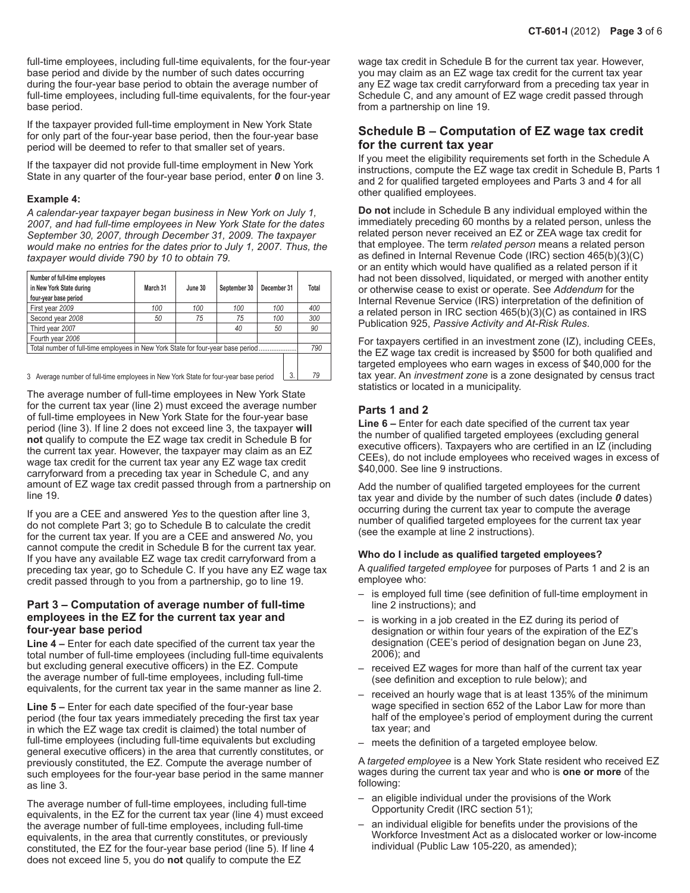full-time employees, including full-time equivalents, for the four-year base period and divide by the number of such dates occurring during the four-year base period to obtain the average number of full-time employees, including full-time equivalents, for the four-year base period.

If the taxpayer provided full-time employment in New York State for only part of the four-year base period, then the four-year base period will be deemed to refer to that smaller set of years.

If the taxpayer did not provide full-time employment in New York State in any quarter of the four-year base period, enter ***0*** on line 3.

**Example 4:**

*A calendar-year taxpayer began business in New York on July 1, 2007, and had full-time employees in New York State for the dates September 30, 2007, through December 31, 2009. The taxpayer would make no entries for the dates prior to July 1, 2007. Thus, the taxpayer would divide 790 by 10 to obtain 79.*

| Number of full-time employees in New York State during four-year base period | March 31 | June 30 | September 30 | December 31 | Total |
|---|---|---|---|---|---|
| First year *2009* | *100* | *100* | *100* | *100* | *400* |
| Second year *2008* | *50* | *75* | *75* | *100* | *300* |
| Third year *2007* | | | *40* | *50* | *90* |
| Fourth year *2006* | | | | | |
| Total number of full-time employees in New York State for four-year base period | | | | | *790* |
| 3 Average number of full-time employees in New York State for four-year base period | | | | 3. | *79* |

The average number of full-time employees in New York State for the current tax year (line 2) must exceed the average number of full-time employees in New York State for the four-year base period (line 3). If line 2 does not exceed line 3, the taxpayer **will not** qualify to compute the EZ wage tax credit in Schedule B for the current tax year. However, the taxpayer may claim as an EZ wage tax credit for the current tax year any EZ wage tax credit carryforward from a preceding tax year in Schedule C, and any amount of EZ wage tax credit passed through from a partnership on line 19.

If you are a CEE and answered *Yes* to the question after line 3, do not complete Part 3; go to Schedule B to calculate the credit for the current tax year. If you are a CEE and answered *No*, you cannot compute the credit in Schedule B for the current tax year. If you have any available EZ wage tax credit carryforward from a preceding tax year, go to Schedule C. If you have any EZ wage tax credit passed through to you from a partnership, go to line 19.

### Part 3 – Computation of average number of full-time employees in the EZ for the current tax year and four-year base period

**Line 4 –** Enter for each date specified of the current tax year the total number of full-time employees (including full-time equivalents but excluding general executive officers) in the EZ. Compute the average number of full-time employees, including full-time equivalents, for the current tax year in the same manner as line 2.

**Line 5 –** Enter for each date specified of the four-year base period (the four tax years immediately preceding the first tax year in which the EZ wage tax credit is claimed) the total number of full-time employees (including full-time equivalents but excluding general executive officers) in the area that currently constitutes, or previously constituted, the EZ. Compute the average number of such employees for the four-year base period in the same manner as line 3.

The average number of full-time employees, including full-time equivalents, in the EZ for the current tax year (line 4) must exceed the average number of full-time employees, including full-time equivalents, in the area that currently constitutes, or previously constituted, the EZ for the four-year base period (line 5). If line 4 does not exceed line 5, you do **not** qualify to compute the EZ wage tax credit in Schedule B for the current tax year. However, you may claim as an EZ wage tax credit for the current tax year any EZ wage tax credit carryforward from a preceding tax year in Schedule C, and any amount of EZ wage credit passed through from a partnership on line 19.

## Schedule B – Computation of EZ wage tax credit for the current tax year

If you meet the eligibility requirements set forth in the Schedule A instructions, compute the EZ wage tax credit in Schedule B, Parts 1 and 2 for qualified targeted employees and Parts 3 and 4 for all other qualified employees.

**Do not** include in Schedule B any individual employed within the immediately preceding 60 months by a related person, unless the related person never received an EZ or ZEA wage tax credit for that employee. The term *related person* means a related person as defined in Internal Revenue Code (IRC) section 465(b)(3)(C) or an entity which would have qualified as a related person if it had not been dissolved, liquidated, or merged with another entity or otherwise cease to exist or operate. See *Addendum* for the Internal Revenue Service (IRS) interpretation of the definition of a related person in IRC section 465(b)(3)(C) as contained in IRS Publication 925, *Passive Activity and At-Risk Rules*.

For taxpayers certified in an investment zone (IZ), including CEEs, the EZ wage tax credit is increased by $500 for both qualified and targeted employees who earn wages in excess of $40,000 for the tax year. An *investment zone* is a zone designated by census tract statistics or located in a municipality.

### Parts 1 and 2

**Line 6 –** Enter for each date specified of the current tax year the number of qualified targeted employees (excluding general executive officers). Taxpayers who are certified in an IZ (including CEEs), do not include employees who received wages in excess of $40,000. See line 9 instructions.

Add the number of qualified targeted employees for the current tax year and divide by the number of such dates (include ***0*** dates) occurring during the current tax year to compute the average number of qualified targeted employees for the current tax year (see the example at line 2 instructions).

#### Who do I include as qualified targeted employees?

A *qualified targeted employee* for purposes of Parts 1 and 2 is an employee who:

- is employed full time (see definition of full-time employment in line 2 instructions); and
- is working in a job created in the EZ during its period of designation or within four years of the expiration of the EZ's designation (CEE's period of designation began on June 23, 2006); and
- received EZ wages for more than half of the current tax year (see definition and exception to rule below); and
- received an hourly wage that is at least 135% of the minimum wage specified in section 652 of the Labor Law for more than half of the employee's period of employment during the current tax year; and
- meets the definition of a targeted employee below.

A *targeted employee* is a New York State resident who received EZ wages during the current tax year and who is **one or more** of the following:

- an eligible individual under the provisions of the Work Opportunity Credit (IRC section 51);
- an individual eligible for benefits under the provisions of the Workforce Investment Act as a dislocated worker or low-income individual (Public Law 105-220, as amended);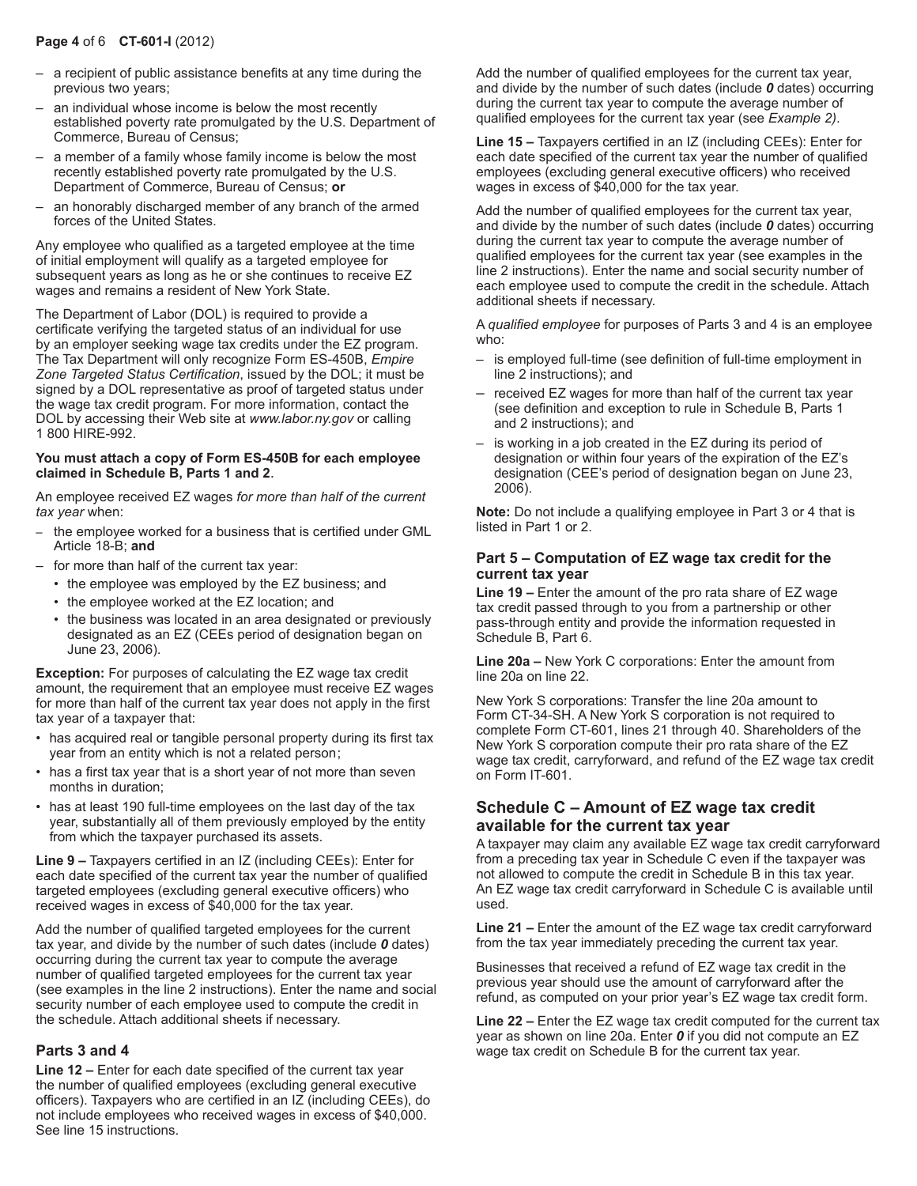- a recipient of public assistance benefits at any time during the previous two years;
- an individual whose income is below the most recently established poverty rate promulgated by the U.S. Department of Commerce, Bureau of Census;
- a member of a family whose family income is below the most recently established poverty rate promulgated by the U.S. Department of Commerce, Bureau of Census; **or**
- an honorably discharged member of any branch of the armed forces of the United States.

Any employee who qualified as a targeted employee at the time of initial employment will qualify as a targeted employee for subsequent years as long as he or she continues to receive EZ wages and remains a resident of New York State.

The Department of Labor (DOL) is required to provide a certificate verifying the targeted status of an individual for use by an employer seeking wage tax credits under the EZ program. The Tax Department will only recognize Form ES-450B, *Empire Zone Targeted Status Certification*, issued by the DOL; it must be signed by a DOL representative as proof of targeted status under the wage tax credit program. For more information, contact the DOL by accessing their Web site at *www.labor.ny.gov* or calling 1 800 HIRE-992.

**You must attach a copy of Form ES-450B for each employee claimed in Schedule B, Parts 1 and 2**.

An employee received EZ wages *for more than half of the current tax year* when:

- the employee worked for a business that is certified under GML Article 18-B; **and**
- for more than half of the current tax year:
  - the employee was employed by the EZ business; and
  - the employee worked at the EZ location; and
  - the business was located in an area designated or previously designated as an EZ (CEEs period of designation began on June 23, 2006).

**Exception:** For purposes of calculating the EZ wage tax credit amount, the requirement that an employee must receive EZ wages for more than half of the current tax year does not apply in the first tax year of a taxpayer that:

- has acquired real or tangible personal property during its first tax year from an entity which is not a related person;
- has a first tax year that is a short year of not more than seven months in duration;
- has at least 190 full-time employees on the last day of the tax year, substantially all of them previously employed by the entity from which the taxpayer purchased its assets.

**Line 9 –** Taxpayers certified in an IZ (including CEEs): Enter for each date specified of the current tax year the number of qualified targeted employees (excluding general executive officers) who received wages in excess of $40,000 for the tax year.

Add the number of qualified targeted employees for the current tax year, and divide by the number of such dates (include ***0*** dates) occurring during the current tax year to compute the average number of qualified targeted employees for the current tax year (see examples in the line 2 instructions). Enter the name and social security number of each employee used to compute the credit in the schedule. Attach additional sheets if necessary.

### Parts 3 and 4

**Line 12 –** Enter for each date specified of the current tax year the number of qualified employees (excluding general executive officers). Taxpayers who are certified in an IZ (including CEEs), do not include employees who received wages in excess of $40,000. See line 15 instructions.

Add the number of qualified employees for the current tax year, and divide by the number of such dates (include ***0*** dates) occurring during the current tax year to compute the average number of qualified employees for the current tax year (see *Example 2)*.

**Line 15 –** Taxpayers certified in an IZ (including CEEs): Enter for each date specified of the current tax year the number of qualified employees (excluding general executive officers) who received wages in excess of $40,000 for the tax year.

Add the number of qualified employees for the current tax year, and divide by the number of such dates (include ***0*** dates) occurring during the current tax year to compute the average number of qualified employees for the current tax year (see examples in the line 2 instructions). Enter the name and social security number of each employee used to compute the credit in the schedule. Attach additional sheets if necessary.

A *qualified employee* for purposes of Parts 3 and 4 is an employee who:

- is employed full-time (see definition of full-time employment in line 2 instructions); and
- received EZ wages for more than half of the current tax year (see definition and exception to rule in Schedule B, Parts 1 and 2 instructions); and
- is working in a job created in the EZ during its period of designation or within four years of the expiration of the EZ's designation (CEE's period of designation began on June 23, 2006).

**Note:** Do not include a qualifying employee in Part 3 or 4 that is listed in Part 1 or 2.

### Part 5 – Computation of EZ wage tax credit for the current tax year

**Line 19 –** Enter the amount of the pro rata share of EZ wage tax credit passed through to you from a partnership or other pass-through entity and provide the information requested in Schedule B, Part 6.

**Line 20a –** New York C corporations: Enter the amount from line 20a on line 22.

New York S corporations: Transfer the line 20a amount to Form CT-34-SH. A New York S corporation is not required to complete Form CT-601, lines 21 through 40. Shareholders of the New York S corporation compute their pro rata share of the EZ wage tax credit, carryforward, and refund of the EZ wage tax credit on Form IT-601.

## Schedule C – Amount of EZ wage tax credit available for the current tax year

A taxpayer may claim any available EZ wage tax credit carryforward from a preceding tax year in Schedule C even if the taxpayer was not allowed to compute the credit in Schedule B in this tax year. An EZ wage tax credit carryforward in Schedule C is available until used.

**Line 21 –** Enter the amount of the EZ wage tax credit carryforward from the tax year immediately preceding the current tax year.

Businesses that received a refund of EZ wage tax credit in the previous year should use the amount of carryforward after the refund, as computed on your prior year's EZ wage tax credit form.

**Line 22 –** Enter the EZ wage tax credit computed for the current tax year as shown on line 20a. Enter ***0*** if you did not compute an EZ wage tax credit on Schedule B for the current tax year.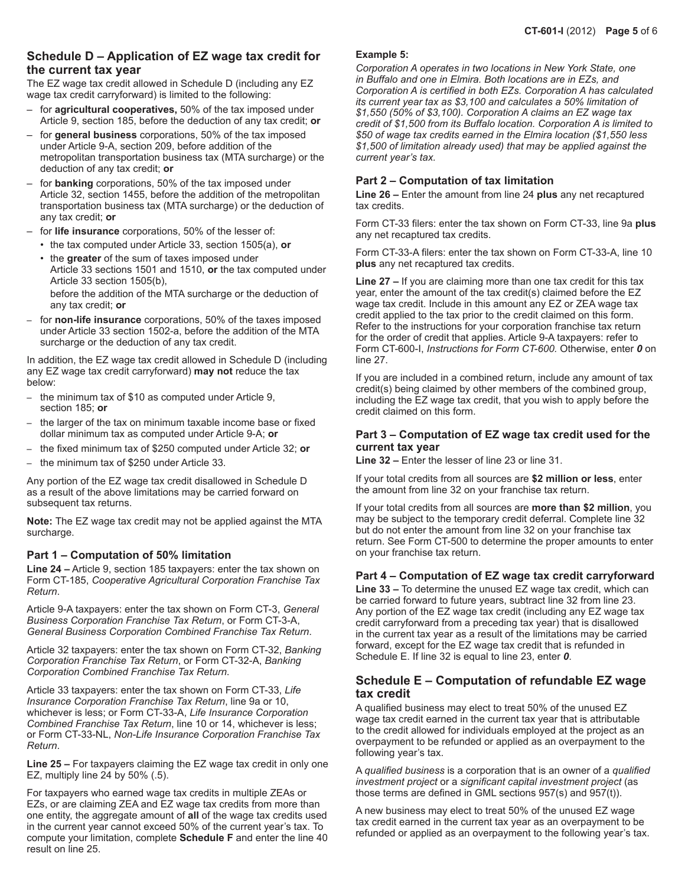## Schedule D – Application of EZ wage tax credit for the current tax year

The EZ wage tax credit allowed in Schedule D (including any EZ wage tax credit carryforward) is limited to the following:

- for **agricultural cooperatives,** 50% of the tax imposed under Article 9, section 185, before the deduction of any tax credit; **or**
- for **general business** corporations, 50% of the tax imposed under Article 9-A, section 209, before addition of the metropolitan transportation business tax (MTA surcharge) or the deduction of any tax credit; **or**
- for **banking** corporations, 50% of the tax imposed under Article 32, section 1455, before the addition of the metropolitan transportation business tax (MTA surcharge) or the deduction of any tax credit; **or**
- for **life insurance** corporations, 50% of the lesser of:
  - the tax computed under Article 33, section 1505(a), **or**
  - the **greater** of the sum of taxes imposed under Article 33 sections 1501 and 1510, **or** the tax computed under Article 33 section 1505(b),

  before the addition of the MTA surcharge or the deduction of any tax credit; **or**
- for **non-life insurance** corporations, 50% of the taxes imposed under Article 33 section 1502-a, before the addition of the MTA surcharge or the deduction of any tax credit.

In addition, the EZ wage tax credit allowed in Schedule D (including any EZ wage tax credit carryforward) **may not** reduce the tax below:

- the minimum tax of $10 as computed under Article 9, section 185; **or**
- the larger of the tax on minimum taxable income base or fixed dollar minimum tax as computed under Article 9-A; **or**
- the fixed minimum tax of $250 computed under Article 32; **or**
- the minimum tax of $250 under Article 33.

Any portion of the EZ wage tax credit disallowed in Schedule D as a result of the above limitations may be carried forward on subsequent tax returns.

**Note:** The EZ wage tax credit may not be applied against the MTA surcharge.

### Part 1 – Computation of 50% limitation

**Line 24 –** Article 9, section 185 taxpayers: enter the tax shown on Form CT-185, *Cooperative Agricultural Corporation Franchise Tax Return*.

Article 9-A taxpayers: enter the tax shown on Form CT-3, *General Business Corporation Franchise Tax Return*, or Form CT-3-A, *General Business Corporation Combined Franchise Tax Return*.

Article 32 taxpayers: enter the tax shown on Form CT-32, *Banking Corporation Franchise Tax Return*, or Form CT-32-A, *Banking Corporation Combined Franchise Tax Return*.

Article 33 taxpayers: enter the tax shown on Form CT-33, *Life Insurance Corporation Franchise Tax Return*, line 9a or 10, whichever is less; or Form CT-33-A, *Life Insurance Corporation Combined Franchise Tax Return*, line 10 or 14, whichever is less; or Form CT-33-NL, *Non-Life Insurance Corporation Franchise Tax Return*.

**Line 25 –** For taxpayers claiming the EZ wage tax credit in only one EZ, multiply line 24 by 50% (.5).

For taxpayers who earned wage tax credits in multiple ZEAs or EZs, or are claiming ZEA and EZ wage tax credits from more than one entity, the aggregate amount of **all** of the wage tax credits used in the current year cannot exceed 50% of the current year's tax. To compute your limitation, complete **Schedule F** and enter the line 40 result on line 25.

**Example 5:**

*Corporation A operates in two locations in New York State, one in Buffalo and one in Elmira. Both locations are in EZs, and Corporation A is certified in both EZs. Corporation A has calculated its current year tax as $3,100 and calculates a 50% limitation of $1,550 (50% of $3,100). Corporation A claims an EZ wage tax credit of $1,500 from its Buffalo location. Corporation A is limited to $50 of wage tax credits earned in the Elmira location ($1,550 less $1,500 of limitation already used) that may be applied against the current year's tax.*

### Part 2 – Computation of tax limitation

**Line 26 –** Enter the amount from line 24 **plus** any net recaptured tax credits.

Form CT-33 filers: enter the tax shown on Form CT-33, line 9a **plus** any net recaptured tax credits.

Form CT-33-A filers: enter the tax shown on Form CT-33-A, line 10 **plus** any net recaptured tax credits.

**Line 27 –** If you are claiming more than one tax credit for this tax year, enter the amount of the tax credit(s) claimed before the EZ wage tax credit. Include in this amount any EZ or ZEA wage tax credit applied to the tax prior to the credit claimed on this form. Refer to the instructions for your corporation franchise tax return for the order of credit that applies. Article 9-A taxpayers: refer to Form CT-600-I, *Instructions for Form CT-600.* Otherwise, enter ***0*** on line 27.

If you are included in a combined return, include any amount of tax credit(s) being claimed by other members of the combined group, including the EZ wage tax credit, that you wish to apply before the credit claimed on this form.

### Part 3 – Computation of EZ wage tax credit used for the current tax year

**Line 32 –** Enter the lesser of line 23 or line 31.

If your total credits from all sources are **$2 million or less**, enter the amount from line 32 on your franchise tax return.

If your total credits from all sources are **more than $2 million**, you may be subject to the temporary credit deferral. Complete line 32 but do not enter the amount from line 32 on your franchise tax return. See Form CT-500 to determine the proper amounts to enter on your franchise tax return.

### Part 4 – Computation of EZ wage tax credit carryforward

**Line 33 –** To determine the unused EZ wage tax credit, which can be carried forward to future years, subtract line 32 from line 23. Any portion of the EZ wage tax credit (including any EZ wage tax credit carryforward from a preceding tax year) that is disallowed in the current tax year as a result of the limitations may be carried forward, except for the EZ wage tax credit that is refunded in Schedule E. If line 32 is equal to line 23, enter ***0***.

## Schedule E – Computation of refundable EZ wage tax credit

A qualified business may elect to treat 50% of the unused EZ wage tax credit earned in the current tax year that is attributable to the credit allowed for individuals employed at the project as an overpayment to be refunded or applied as an overpayment to the following year's tax.

A *qualified business* is a corporation that is an owner of a *qualified investment project* or a *significant capital investment project* (as those terms are defined in GML sections 957(s) and 957(t)).

A new business may elect to treat 50% of the unused EZ wage tax credit earned in the current tax year as an overpayment to be refunded or applied as an overpayment to the following year's tax.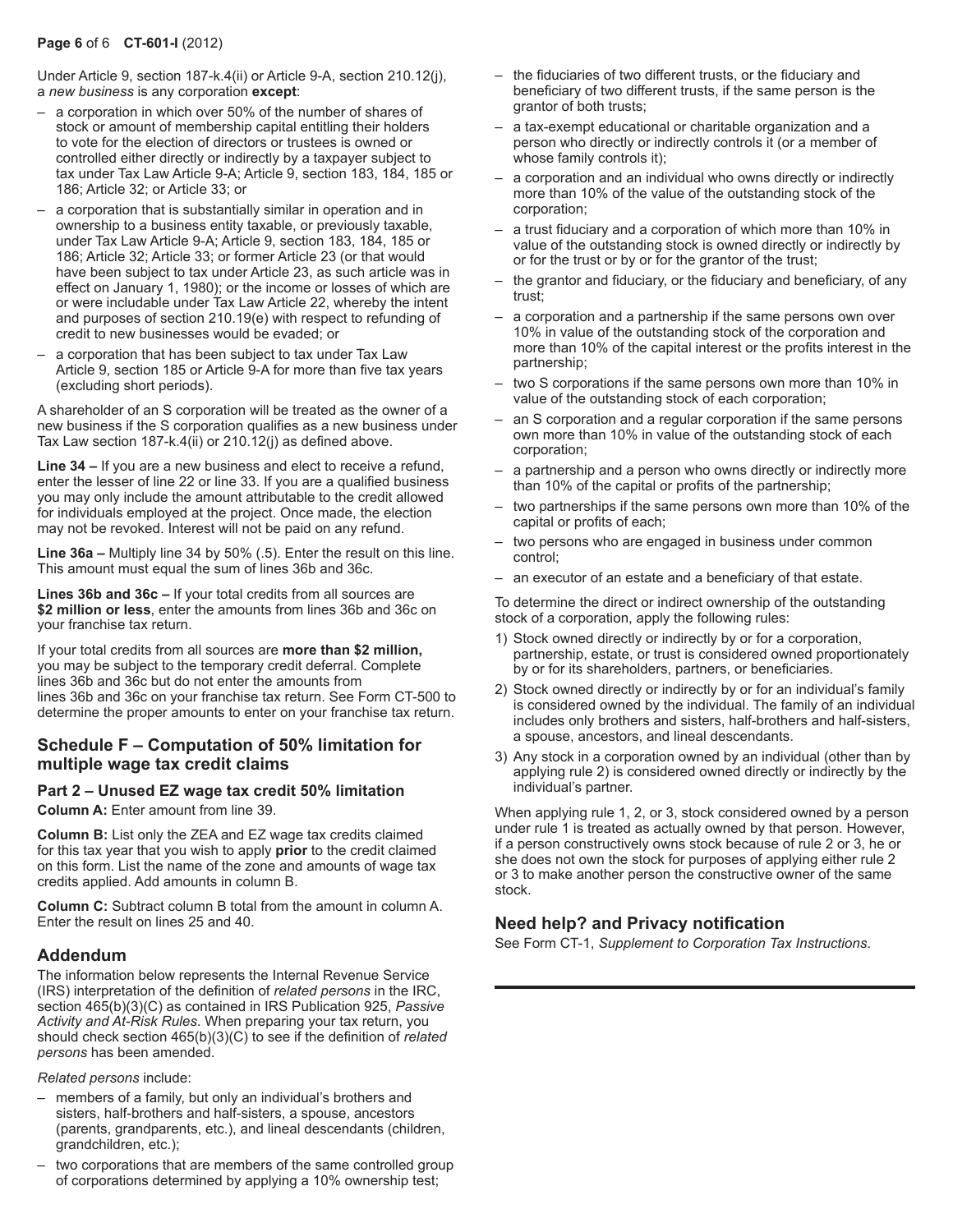Under Article 9, section 187-k.4(ii) or Article 9-A, section 210.12(j), a *new business* is any corporation **except**:

- a corporation in which over 50% of the number of shares of stock or amount of membership capital entitling their holders to vote for the election of directors or trustees is owned or controlled either directly or indirectly by a taxpayer subject to tax under Tax Law Article 9-A; Article 9, section 183, 184, 185 or 186; Article 32; or Article 33; or
- a corporation that is substantially similar in operation and in ownership to a business entity taxable, or previously taxable, under Tax Law Article 9-A; Article 9, section 183, 184, 185 or 186; Article 32; Article 33; or former Article 23 (or that would have been subject to tax under Article 23, as such article was in effect on January 1, 1980); or the income or losses of which are or were includable under Tax Law Article 22, whereby the intent and purposes of section 210.19(e) with respect to refunding of credit to new businesses would be evaded; or
- a corporation that has been subject to tax under Tax Law Article 9, section 185 or Article 9-A for more than five tax years (excluding short periods).

A shareholder of an S corporation will be treated as the owner of a new business if the S corporation qualifies as a new business under Tax Law section 187-k.4(ii) or 210.12(j) as defined above.

**Line 34 –** If you are a new business and elect to receive a refund, enter the lesser of line 22 or line 33. If you are a qualified business you may only include the amount attributable to the credit allowed for individuals employed at the project. Once made, the election may not be revoked. Interest will not be paid on any refund.

**Line 36a –** Multiply line 34 by 50% (.5). Enter the result on this line. This amount must equal the sum of lines 36b and 36c.

**Lines 36b and 36c –** If your total credits from all sources are **$2 million or less**, enter the amounts from lines 36b and 36c on your franchise tax return.

If your total credits from all sources are **more than $2 million,** you may be subject to the temporary credit deferral. Complete lines 36b and 36c but do not enter the amounts from lines 36b and 36c on your franchise tax return. See Form CT-500 to determine the proper amounts to enter on your franchise tax return.

## Schedule F – Computation of 50% limitation for multiple wage tax credit claims

### Part 2 – Unused EZ wage tax credit 50% limitation

**Column A:** Enter amount from line 39.

**Column B:** List only the ZEA and EZ wage tax credits claimed for this tax year that you wish to apply **prior** to the credit claimed on this form. List the name of the zone and amounts of wage tax credits applied. Add amounts in column B.

**Column C:** Subtract column B total from the amount in column A. Enter the result on lines 25 and 40.

## Addendum

The information below represents the Internal Revenue Service (IRS) interpretation of the definition of *related persons* in the IRC, section 465(b)(3)(C) as contained in IRS Publication 925, *Passive Activity and At-Risk Rules*. When preparing your tax return, you should check section 465(b)(3)(C) to see if the definition of *related persons* has been amended.

*Related persons* include:

- members of a family, but only an individual's brothers and sisters, half-brothers and half-sisters, a spouse, ancestors (parents, grandparents, etc.), and lineal descendants (children, grandchildren, etc.);
- two corporations that are members of the same controlled group of corporations determined by applying a 10% ownership test;
- the fiduciaries of two different trusts, or the fiduciary and beneficiary of two different trusts, if the same person is the grantor of both trusts;
- a tax-exempt educational or charitable organization and a person who directly or indirectly controls it (or a member of whose family controls it);
- a corporation and an individual who owns directly or indirectly more than 10% of the value of the outstanding stock of the corporation;
- a trust fiduciary and a corporation of which more than 10% in value of the outstanding stock is owned directly or indirectly by or for the trust or by or for the grantor of the trust;
- the grantor and fiduciary, or the fiduciary and beneficiary, of any trust;
- a corporation and a partnership if the same persons own over 10% in value of the outstanding stock of the corporation and more than 10% of the capital interest or the profits interest in the partnership;
- two S corporations if the same persons own more than 10% in value of the outstanding stock of each corporation;
- an S corporation and a regular corporation if the same persons own more than 10% in value of the outstanding stock of each corporation;
- a partnership and a person who owns directly or indirectly more than 10% of the capital or profits of the partnership;
- two partnerships if the same persons own more than 10% of the capital or profits of each;
- two persons who are engaged in business under common control;
- an executor of an estate and a beneficiary of that estate.

To determine the direct or indirect ownership of the outstanding stock of a corporation, apply the following rules:

1) Stock owned directly or indirectly by or for a corporation, partnership, estate, or trust is considered owned proportionately by or for its shareholders, partners, or beneficiaries.
2) Stock owned directly or indirectly by or for an individual's family is considered owned by the individual. The family of an individual includes only brothers and sisters, half-brothers and half-sisters, a spouse, ancestors, and lineal descendants.
3) Any stock in a corporation owned by an individual (other than by applying rule 2) is considered owned directly or indirectly by the individual's partner.

When applying rule 1, 2, or 3, stock considered owned by a person under rule 1 is treated as actually owned by that person. However, if a person constructively owns stock because of rule 2 or 3, he or she does not own the stock for purposes of applying either rule 2 or 3 to make another person the constructive owner of the same stock.

## Need help? and Privacy notification

See Form CT-1, *Supplement to Corporation Tax Instructions*.